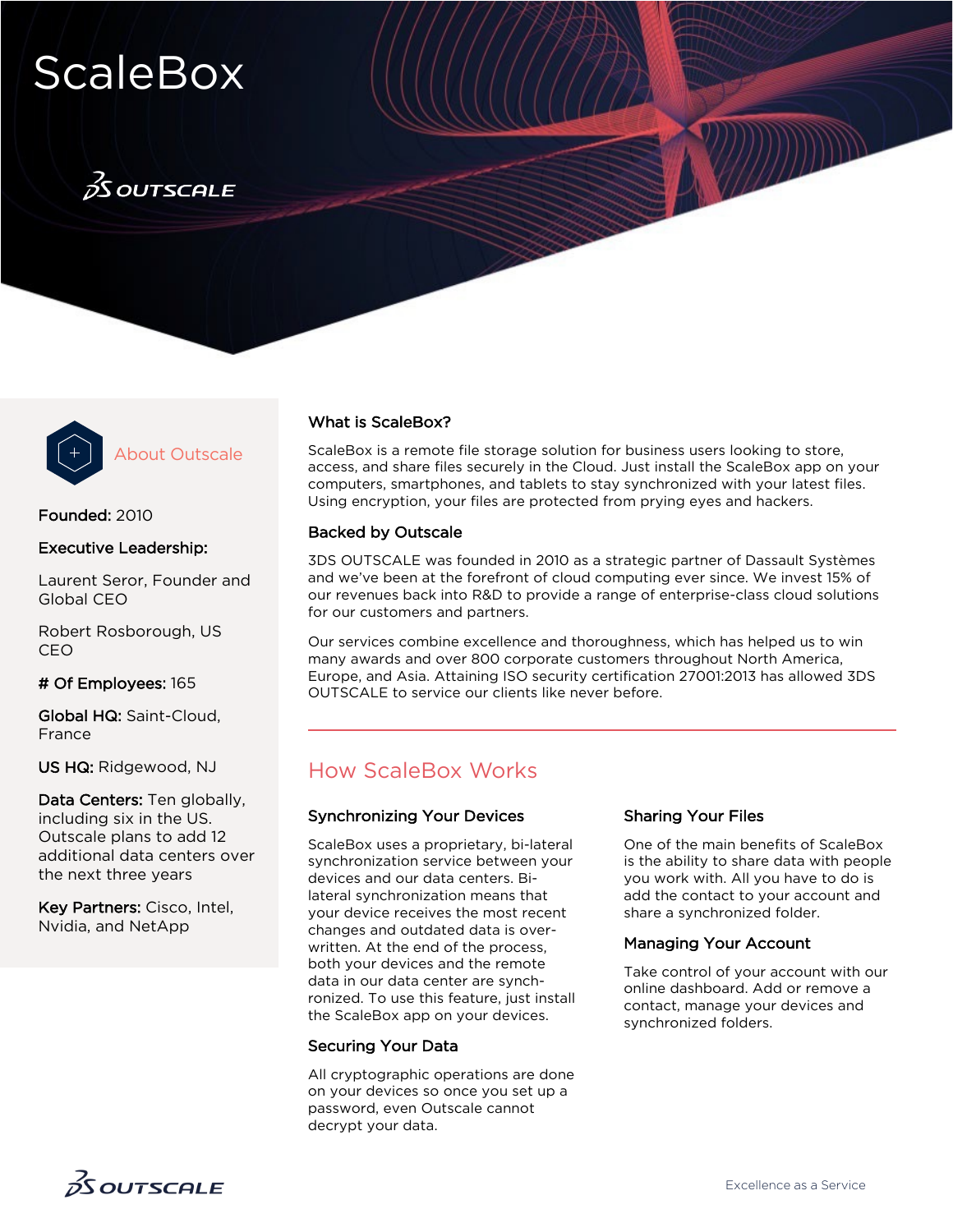# ScaleBox

3DS OUTSCALE

## About Outscale

**Founded:** 2010

**Executive Leadership:**

Laurent Seror, Founder and Global CEO

Robert Rosborough, US CEO

**# Of Employees:** 165

**Global HQ:** Saint-Cloud, France

**US HQ:** Ridgewood, NJ

**Data Centers:** Ten globally, including six in the US. Outscale plans to add 12 additional data centers over the next three years

**Key Partners:** Cisco, Intel, Nvidia, and NetApp

### What is ScaleBox?

ScaleBox is a remote file storage solution for business users looking to store, access, and share files securely in the Cloud. Just install the ScaleBox app on your computers, smartphones, and tablets to stay synchronized with your latest files. Using encryption, your files are protected from prying eyes and hackers.

### Backed by Outscale

3DS OUTSCALE was founded in 2010 as a strategic partner of Dassault Systèmes and we've been at the forefront of cloud computing ever since. We invest 15% of our revenues back into R&D to provide a range of enterprise-class cloud solutions for our customers and partners.

Our services combine excellence and thoroughness, which has helped us to win many awards and over 800 corporate customers throughout North America, Europe, and Asia. Attaining ISO security certification 27001:2013 has allowed 3DS OUTSCALE to service our clients like never before.

## How ScaleBox Works

### Synchronizing Your Devices

ScaleBox uses a proprietary, bi-lateral synchronization service between your devices and our data centers. Bi-lateral synchronization means that your device receives the most recent changes and outdated data is over-written. At the end of the process, both your devices and the remote data in our data center are synchronized. To use this feature, just install the ScaleBox app on your devices.

### Securing Your Data

All cryptographic operations are done on your devices so once you set up a password, even Outscale cannot decrypt your data.

### Sharing Your Files

One of the main benefits of ScaleBox is the ability to share data with people you work with. All you have to do is add the contact to your account and share a synchronized folder.

### Managing Your Account

Take control of your account with our online dashboard. Add or remove a contact, manage your devices and synchronized folders.

3DS OUTSCALE

Excellence as a Service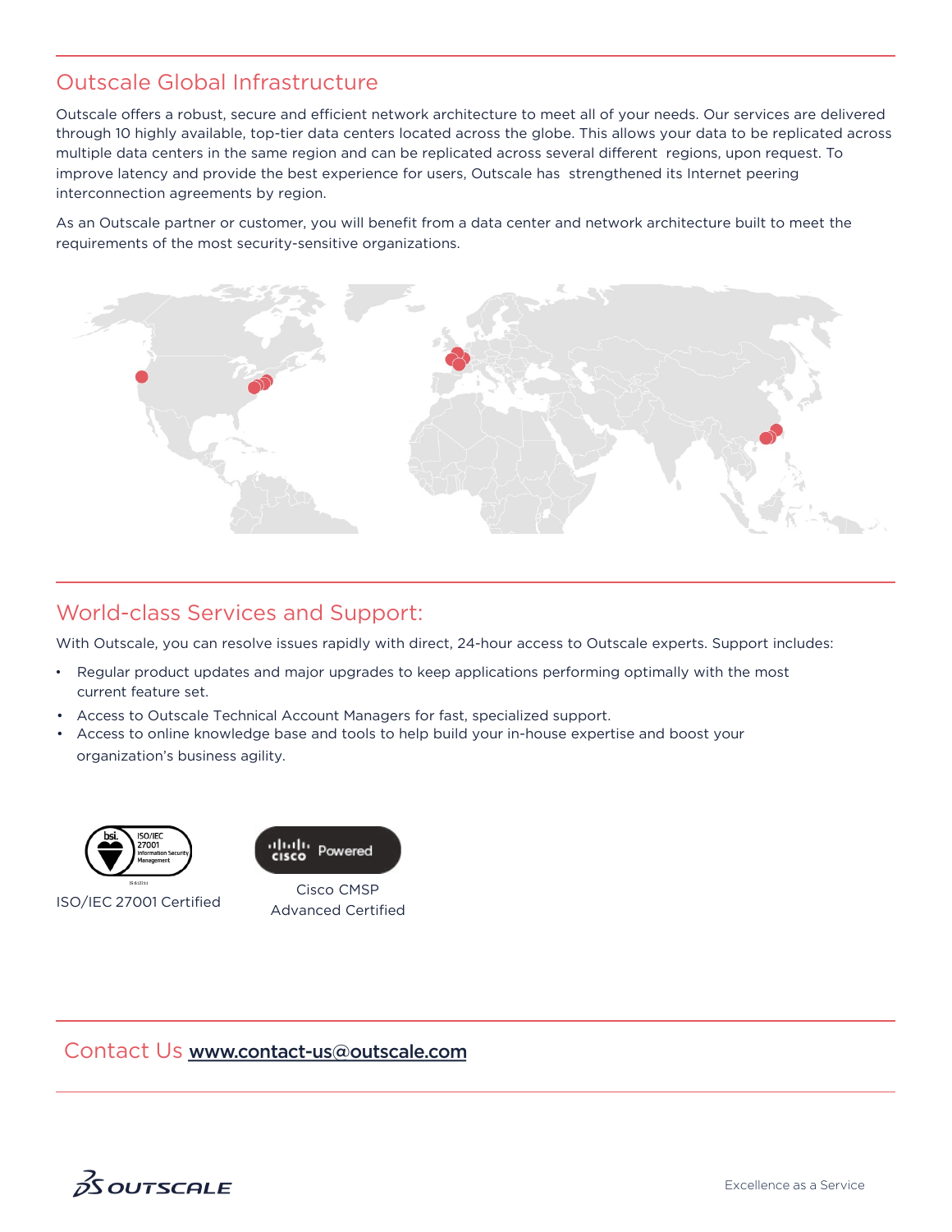## Outscale Global Infrastructure

Outscale offers a robust, secure and efficient network architecture to meet all of your needs. Our services are delivered through 10 highly available, top-tier data centers located across the globe. This allows your data to be replicated across multiple data centers in the same region and can be replicated across several different regions, upon request. To improve latency and provide the best experience for users, Outscale has strengthened its Internet peering interconnection agreements by region.

As an Outscale partner or customer, you will benefit from a data center and network architecture built to meet the requirements of the most security-sensitive organizations.

## World-class Services and Support:

With Outscale, you can resolve issues rapidly with direct, 24-hour access to Outscale experts. Support includes:

- Regular product updates and major upgrades to keep applications performing optimally with the most current feature set.
- Access to Outscale Technical Account Managers for fast, specialized support.
- Access to online knowledge base and tools to help build your in-house expertise and boost your organization's business agility.

ISO/IEC 27001 Certified

Cisco CMSP Advanced Certified

## Contact Us www.contact-us@outscale.com

Excellence as a Service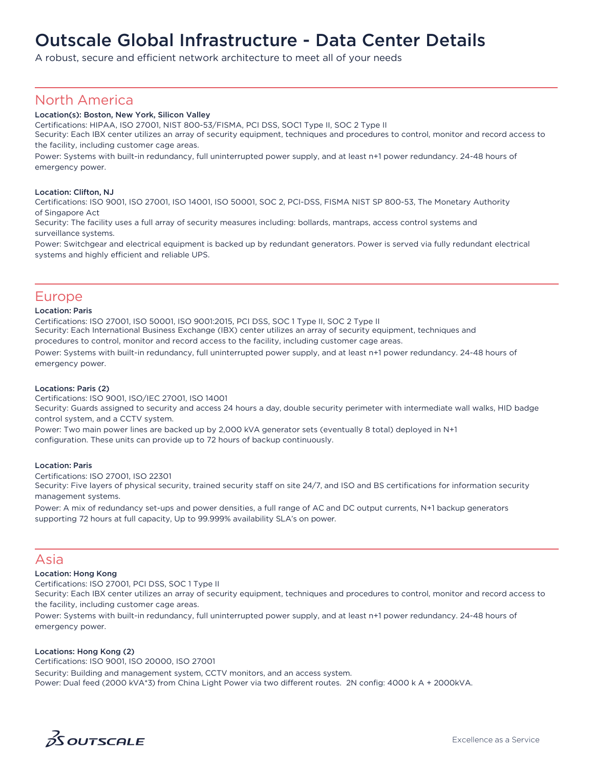# Outscale Global Infrastructure - Data Center Details

A robust, secure and efficient network architecture to meet all of your needs

## North America

**Location(s): Boston, New York, Silicon Valley**

Certifications: HIPAA, ISO 27001, NIST 800-53/FISMA, PCI DSS, SOC1 Type II, SOC 2 Type II

Security: Each IBX center utilizes an array of security equipment, techniques and procedures to control, monitor and record access to the facility, including customer cage areas.

Power: Systems with built-in redundancy, full uninterrupted power supply, and at least n+1 power redundancy. 24-48 hours of emergency power.

**Location: Clifton, NJ**

Certifications: ISO 9001, ISO 27001, ISO 14001, ISO 50001, SOC 2, PCI-DSS, FISMA NIST SP 800-53, The Monetary Authority of Singapore Act

Security: The facility uses a full array of security measures including: bollards, mantraps, access control systems and surveillance systems.

Power: Switchgear and electrical equipment is backed up by redundant generators. Power is served via fully redundant electrical systems and highly efficient and reliable UPS.

## Europe

**Location: Paris**

Certifications: ISO 27001, ISO 50001, ISO 9001:2015, PCI DSS, SOC 1 Type II, SOC 2 Type II

Security: Each International Business Exchange (IBX) center utilizes an array of security equipment, techniques and procedures to control, monitor and record access to the facility, including customer cage areas.

Power: Systems with built-in redundancy, full uninterrupted power supply, and at least n+1 power redundancy. 24-48 hours of emergency power.

**Locations: Paris (2)**

Certifications: ISO 9001, ISO/IEC 27001, ISO 14001

Security: Guards assigned to security and access 24 hours a day, double security perimeter with intermediate wall walks, HID badge control system, and a CCTV system.

Power: Two main power lines are backed up by 2,000 kVA generator sets (eventually 8 total) deployed in N+1 configuration. These units can provide up to 72 hours of backup continuously.

**Location: Paris**

Certifications: ISO 27001, ISO 22301

Security: Five layers of physical security, trained security staff on site 24/7, and ISO and BS certifications for information security management systems.

Power: A mix of redundancy set-ups and power densities, a full range of AC and DC output currents, N+1 backup generators supporting 72 hours at full capacity, Up to 99.999% availability SLA's on power.

## Asia

**Location: Hong Kong**

Certifications: ISO 27001, PCI DSS, SOC 1 Type II

Security: Each IBX center utilizes an array of security equipment, techniques and procedures to control, monitor and record access to the facility, including customer cage areas.

Power: Systems with built-in redundancy, full uninterrupted power supply, and at least n+1 power redundancy. 24-48 hours of emergency power.

**Locations: Hong Kong (2)**

Certifications: ISO 9001, ISO 20000, ISO 27001

Security: Building and management system, CCTV monitors, and an access system.

Power: Dual feed (2000 kVA*3) from China Light Power via two different routes. 2N config: 4000 k A + 2000kVA.

OUTSCALE

Excellence as a Service